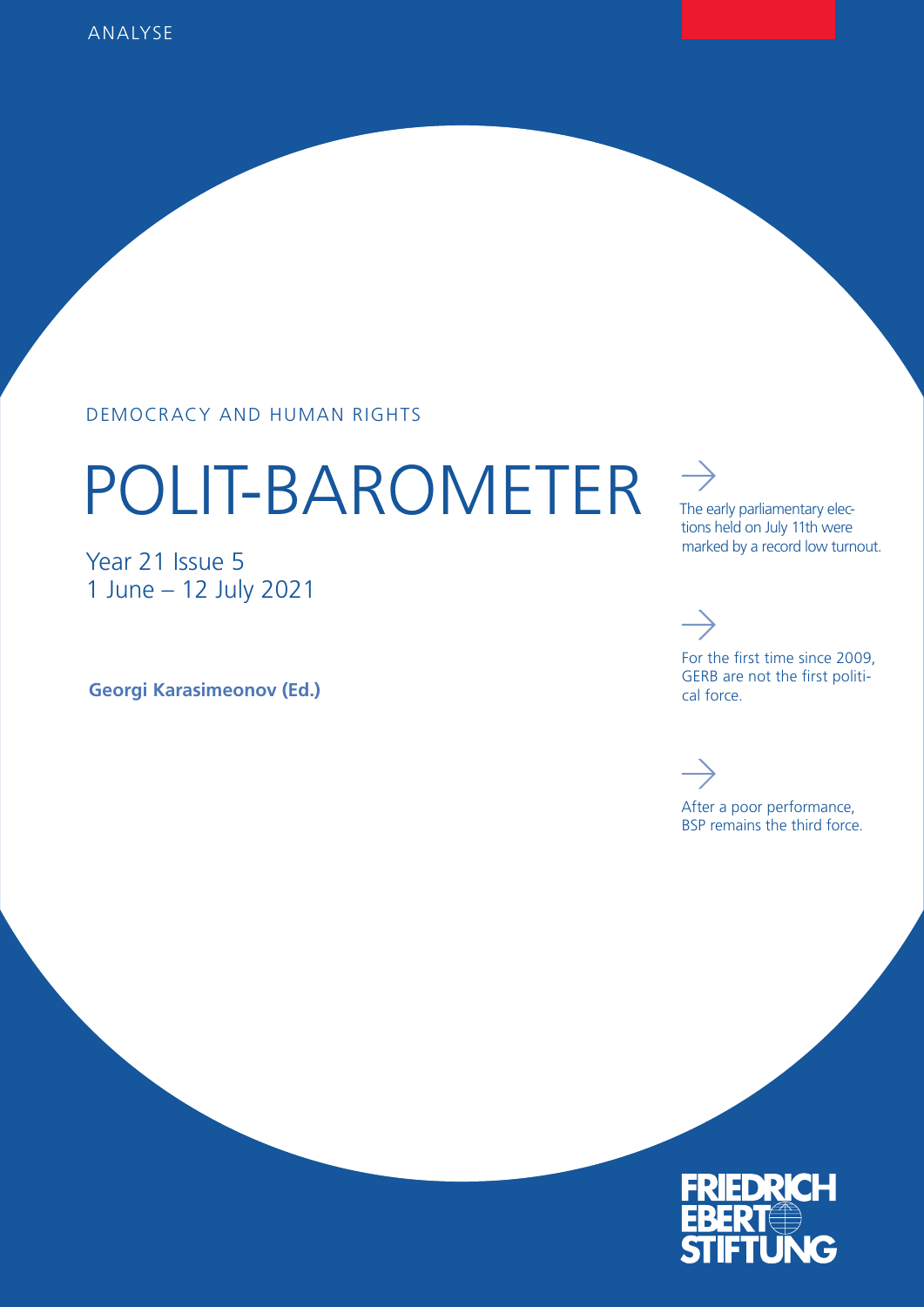ANALYSE

DEMOCRACY AND HUMAN RIGHTS

# POLIT-BAROMETER

Year 21 Issue 5
1 June – 12 July 2021

**Georgi Karasimeonov (Ed.)**

→

The early parliamentary elections held on July 11th were marked by a record low turnout.

→

For the first time since 2009, GERB are not the first political force.

→

After a poor performance, BSP remains the third force.

FRIEDRICH EBERT STIFTUNG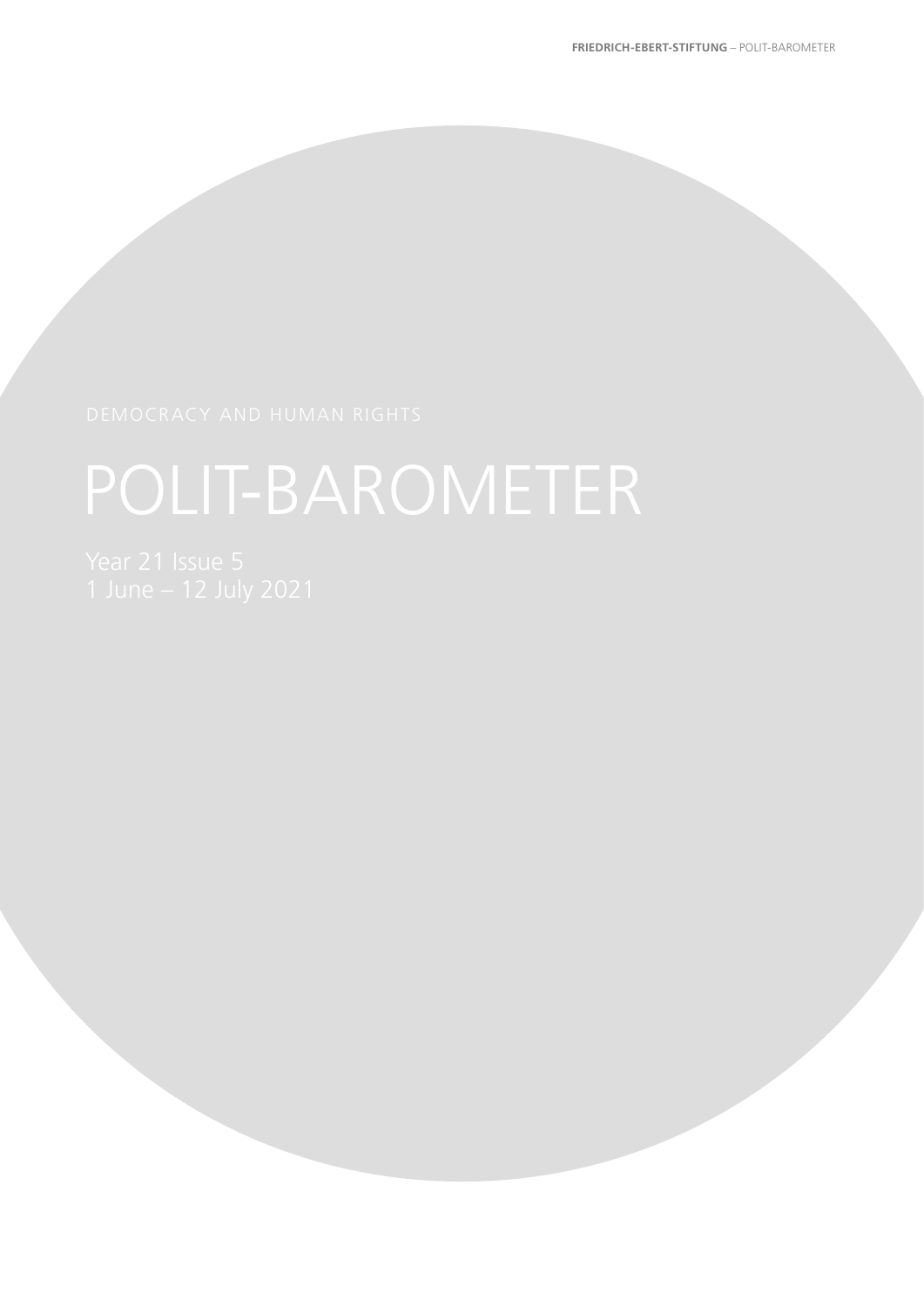DEMOCRACY AND HUMAN RIGHTS

# POLIT-BAROMETER

Year 21 Issue 5
1 June – 12 July 2021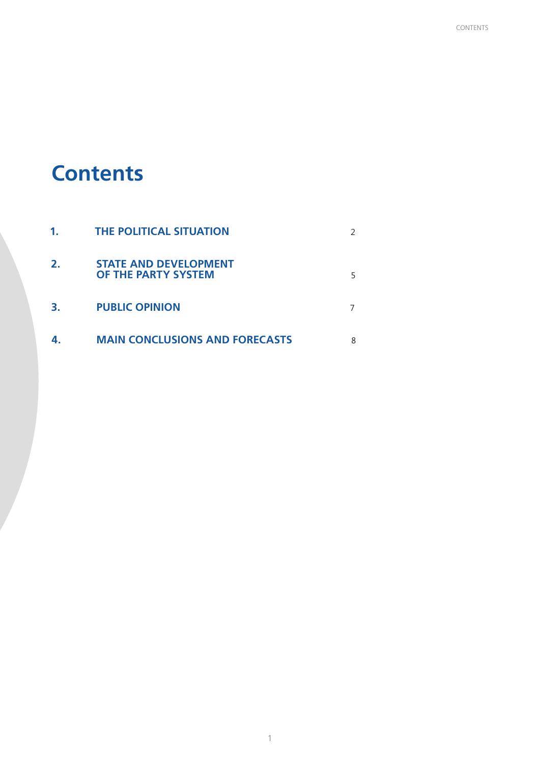# Contents

| | | |
|---|---|---|
| **1.** | **THE POLITICAL SITUATION** | 2 |
| **2.** | **STATE AND DEVELOPMENT OF THE PARTY SYSTEM** | 5 |
| **3.** | **PUBLIC OPINION** | 7 |
| **4.** | **MAIN CONCLUSIONS AND FORECASTS** | 8 |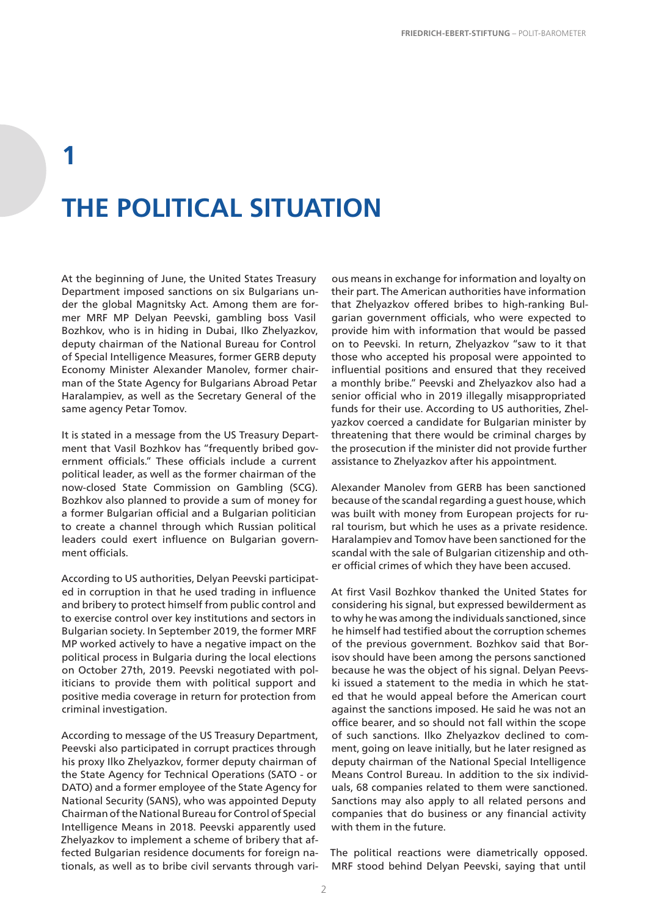# 1

# THE POLITICAL SITUATION

At the beginning of June, the United States Treasury Department imposed sanctions on six Bulgarians under the global Magnitsky Act. Among them are former MRF MP Delyan Peevski, gambling boss Vasil Bozhkov, who is in hiding in Dubai, Ilko Zhelyazkov, deputy chairman of the National Bureau for Control of Special Intelligence Measures, former GERB deputy Economy Minister Alexander Manolev, former chairman of the State Agency for Bulgarians Abroad Petar Haralampiev, as well as the Secretary General of the same agency Petar Tomov.

It is stated in a message from the US Treasury Department that Vasil Bozhkov has "frequently bribed government officials." These officials include a current political leader, as well as the former chairman of the now-closed State Commission on Gambling (SCG). Bozhkov also planned to provide a sum of money for a former Bulgarian official and a Bulgarian politician to create a channel through which Russian political leaders could exert influence on Bulgarian government officials.

According to US authorities, Delyan Peevski participated in corruption in that he used trading in influence and bribery to protect himself from public control and to exercise control over key institutions and sectors in Bulgarian society. In September 2019, the former MRF MP worked actively to have a negative impact on the political process in Bulgaria during the local elections on October 27th, 2019. Peevski negotiated with politicians to provide them with political support and positive media coverage in return for protection from criminal investigation.

According to message of the US Treasury Department, Peevski also participated in corrupt practices through his proxy Ilko Zhelyazkov, former deputy chairman of the State Agency for Technical Operations (SATO - or DATO) and a former employee of the State Agency for National Security (SANS), who was appointed Deputy Chairman of the National Bureau for Control of Special Intelligence Means in 2018. Peevski apparently used Zhelyazkov to implement a scheme of bribery that affected Bulgarian residence documents for foreign nationals, as well as to bribe civil servants through various means in exchange for information and loyalty on their part. The American authorities have information that Zhelyazkov offered bribes to high-ranking Bulgarian government officials, who were expected to provide him with information that would be passed on to Peevski. In return, Zhelyazkov "saw to it that those who accepted his proposal were appointed to influential positions and ensured that they received a monthly bribe." Peevski and Zhelyazkov also had a senior official who in 2019 illegally misappropriated funds for their use. According to US authorities, Zhelyazkov coerced a candidate for Bulgarian minister by threatening that there would be criminal charges by the prosecution if the minister did not provide further assistance to Zhelyazkov after his appointment.

Alexander Manolev from GERB has been sanctioned because of the scandal regarding a guest house, which was built with money from European projects for rural tourism, but which he uses as a private residence. Haralampiev and Tomov have been sanctioned for the scandal with the sale of Bulgarian citizenship and other official crimes of which they have been accused.

At first Vasil Bozhkov thanked the United States for considering his signal, but expressed bewilderment as to why he was among the individuals sanctioned, since he himself had testified about the corruption schemes of the previous government. Bozhkov said that Borisov should have been among the persons sanctioned because he was the object of his signal. Delyan Peevski issued a statement to the media in which he stated that he would appeal before the American court against the sanctions imposed. He said he was not an office bearer, and so should not fall within the scope of such sanctions. Ilko Zhelyazkov declined to comment, going on leave initially, but he later resigned as deputy chairman of the National Special Intelligence Means Control Bureau. In addition to the six individuals, 68 companies related to them were sanctioned. Sanctions may also apply to all related persons and companies that do business or any financial activity with them in the future.

The political reactions were diametrically opposed. MRF stood behind Delyan Peevski, saying that until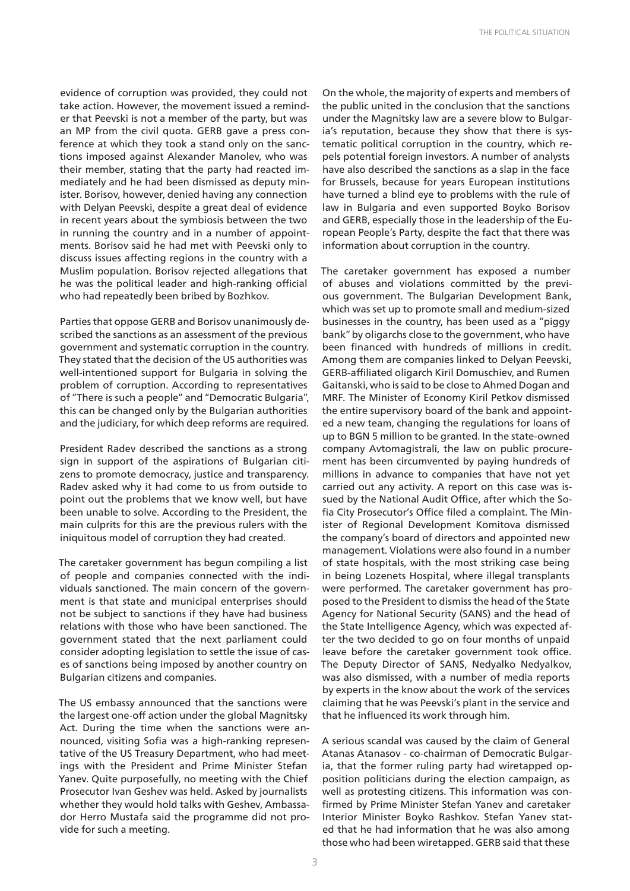evidence of corruption was provided, they could not take action. However, the movement issued a reminder that Peevski is not a member of the party, but was an MP from the civil quota. GERB gave a press conference at which they took a stand only on the sanctions imposed against Alexander Manolev, who was their member, stating that the party had reacted immediately and he had been dismissed as deputy minister. Borisov, however, denied having any connection with Delyan Peevski, despite a great deal of evidence in recent years about the symbiosis between the two in running the country and in a number of appointments. Borisov said he had met with Peevski only to discuss issues affecting regions in the country with a Muslim population. Borisov rejected allegations that he was the political leader and high-ranking official who had repeatedly been bribed by Bozhkov.

Parties that oppose GERB and Borisov unanimously described the sanctions as an assessment of the previous government and systematic corruption in the country. They stated that the decision of the US authorities was well-intentioned support for Bulgaria in solving the problem of corruption. According to representatives of "There is such a people" and "Democratic Bulgaria", this can be changed only by the Bulgarian authorities and the judiciary, for which deep reforms are required.

President Radev described the sanctions as a strong sign in support of the aspirations of Bulgarian citizens to promote democracy, justice and transparency. Radev asked why it had come to us from outside to point out the problems that we know well, but have been unable to solve. According to the President, the main culprits for this are the previous rulers with the iniquitous model of corruption they had created.

The caretaker government has begun compiling a list of people and companies connected with the individuals sanctioned. The main concern of the government is that state and municipal enterprises should not be subject to sanctions if they have had business relations with those who have been sanctioned. The government stated that the next parliament could consider adopting legislation to settle the issue of cases of sanctions being imposed by another country on Bulgarian citizens and companies.

The US embassy announced that the sanctions were the largest one-off action under the global Magnitsky Act. During the time when the sanctions were announced, visiting Sofia was a high-ranking representative of the US Treasury Department, who had meetings with the President and Prime Minister Stefan Yanev. Quite purposefully, no meeting with the Chief Prosecutor Ivan Geshev was held. Asked by journalists whether they would hold talks with Geshev, Ambassador Herro Mustafa said the programme did not provide for such a meeting.

On the whole, the majority of experts and members of the public united in the conclusion that the sanctions under the Magnitsky law are a severe blow to Bulgaria's reputation, because they show that there is systematic political corruption in the country, which repels potential foreign investors. A number of analysts have also described the sanctions as a slap in the face for Brussels, because for years European institutions have turned a blind eye to problems with the rule of law in Bulgaria and even supported Boyko Borisov and GERB, especially those in the leadership of the European People's Party, despite the fact that there was information about corruption in the country.

The caretaker government has exposed a number of abuses and violations committed by the previous government. The Bulgarian Development Bank, which was set up to promote small and medium-sized businesses in the country, has been used as a "piggy bank" by oligarchs close to the government, who have been financed with hundreds of millions in credit. Among them are companies linked to Delyan Peevski, GERB-affiliated oligarch Kiril Domuschiev, and Rumen Gaitanski, who is said to be close to Ahmed Dogan and MRF. The Minister of Economy Kiril Petkov dismissed the entire supervisory board of the bank and appointed a new team, changing the regulations for loans of up to BGN 5 million to be granted. In the state-owned company Avtomagistrali, the law on public procurement has been circumvented by paying hundreds of millions in advance to companies that have not yet carried out any activity. A report on this case was issued by the National Audit Office, after which the Sofia City Prosecutor's Office filed a complaint. The Minister of Regional Development Komitova dismissed the company's board of directors and appointed new management. Violations were also found in a number of state hospitals, with the most striking case being in being Lozenets Hospital, where illegal transplants were performed. The caretaker government has proposed to the President to dismiss the head of the State Agency for National Security (SANS) and the head of the State Intelligence Agency, which was expected after the two decided to go on four months of unpaid leave before the caretaker government took office. The Deputy Director of SANS, Nedyalko Nedyalkov, was also dismissed, with a number of media reports by experts in the know about the work of the services claiming that he was Peevski's plant in the service and that he influenced its work through him.

A serious scandal was caused by the claim of General Atanas Atanasov - co-chairman of Democratic Bulgaria, that the former ruling party had wiretapped opposition politicians during the election campaign, as well as protesting citizens. This information was confirmed by Prime Minister Stefan Yanev and caretaker Interior Minister Boyko Rashkov. Stefan Yanev stated that he had information that he was also among those who had been wiretapped. GERB said that these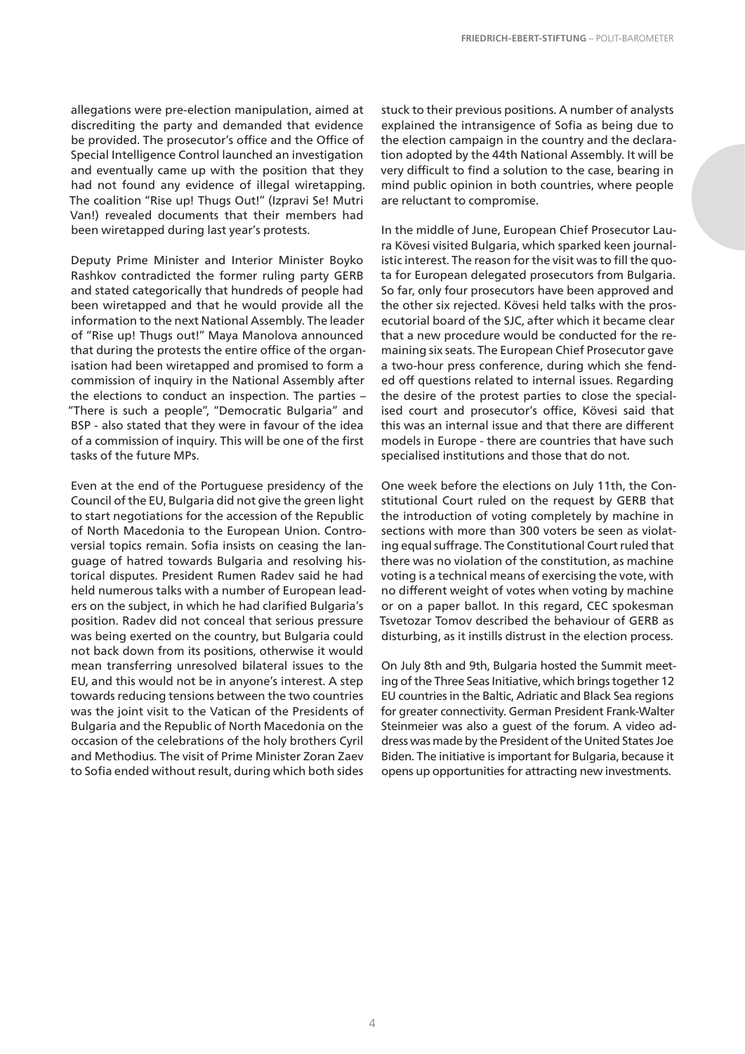allegations were pre-election manipulation, aimed at discrediting the party and demanded that evidence be provided. The prosecutor's office and the Office of Special Intelligence Control launched an investigation and eventually came up with the position that they had not found any evidence of illegal wiretapping. The coalition "Rise up! Thugs Out!" (Izpravi Se! Mutri Van!) revealed documents that their members had been wiretapped during last year's protests.

Deputy Prime Minister and Interior Minister Boyko Rashkov contradicted the former ruling party GERB and stated categorically that hundreds of people had been wiretapped and that he would provide all the information to the next National Assembly. The leader of "Rise up! Thugs out!" Maya Manolova announced that during the protests the entire office of the organisation had been wiretapped and promised to form a commission of inquiry in the National Assembly after the elections to conduct an inspection. The parties – "There is such a people", "Democratic Bulgaria" and BSP - also stated that they were in favour of the idea of a commission of inquiry. This will be one of the first tasks of the future MPs.

Even at the end of the Portuguese presidency of the Council of the EU, Bulgaria did not give the green light to start negotiations for the accession of the Republic of North Macedonia to the European Union. Controversial topics remain. Sofia insists on ceasing the language of hatred towards Bulgaria and resolving historical disputes. President Rumen Radev said he had held numerous talks with a number of European leaders on the subject, in which he had clarified Bulgaria's position. Radev did not conceal that serious pressure was being exerted on the country, but Bulgaria could not back down from its positions, otherwise it would mean transferring unresolved bilateral issues to the EU, and this would not be in anyone's interest. A step towards reducing tensions between the two countries was the joint visit to the Vatican of the Presidents of Bulgaria and the Republic of North Macedonia on the occasion of the celebrations of the holy brothers Cyril and Methodius. The visit of Prime Minister Zoran Zaev to Sofia ended without result, during which both sides stuck to their previous positions. A number of analysts explained the intransigence of Sofia as being due to the election campaign in the country and the declaration adopted by the 44th National Assembly. It will be very difficult to find a solution to the case, bearing in mind public opinion in both countries, where people are reluctant to compromise.

In the middle of June, European Chief Prosecutor Laura Kövesi visited Bulgaria, which sparked keen journalistic interest. The reason for the visit was to fill the quota for European delegated prosecutors from Bulgaria. So far, only four prosecutors have been approved and the other six rejected. Kövesi held talks with the prosecutorial board of the SJC, after which it became clear that a new procedure would be conducted for the remaining six seats. The European Chief Prosecutor gave a two-hour press conference, during which she fended off questions related to internal issues. Regarding the desire of the protest parties to close the specialised court and prosecutor's office, Kövesi said that this was an internal issue and that there are different models in Europe - there are countries that have such specialised institutions and those that do not.

One week before the elections on July 11th, the Constitutional Court ruled on the request by GERB that the introduction of voting completely by machine in sections with more than 300 voters be seen as violating equal suffrage. The Constitutional Court ruled that there was no violation of the constitution, as machine voting is a technical means of exercising the vote, with no different weight of votes when voting by machine or on a paper ballot. In this regard, CEC spokesman Tsvetozar Tomov described the behaviour of GERB as disturbing, as it instills distrust in the election process.

On July 8th and 9th, Bulgaria hosted the Summit meeting of the Three Seas Initiative, which brings together 12 EU countries in the Baltic, Adriatic and Black Sea regions for greater connectivity. German President Frank-Walter Steinmeier was also a guest of the forum. A video address was made by the President of the United States Joe Biden. The initiative is important for Bulgaria, because it opens up opportunities for attracting new investments.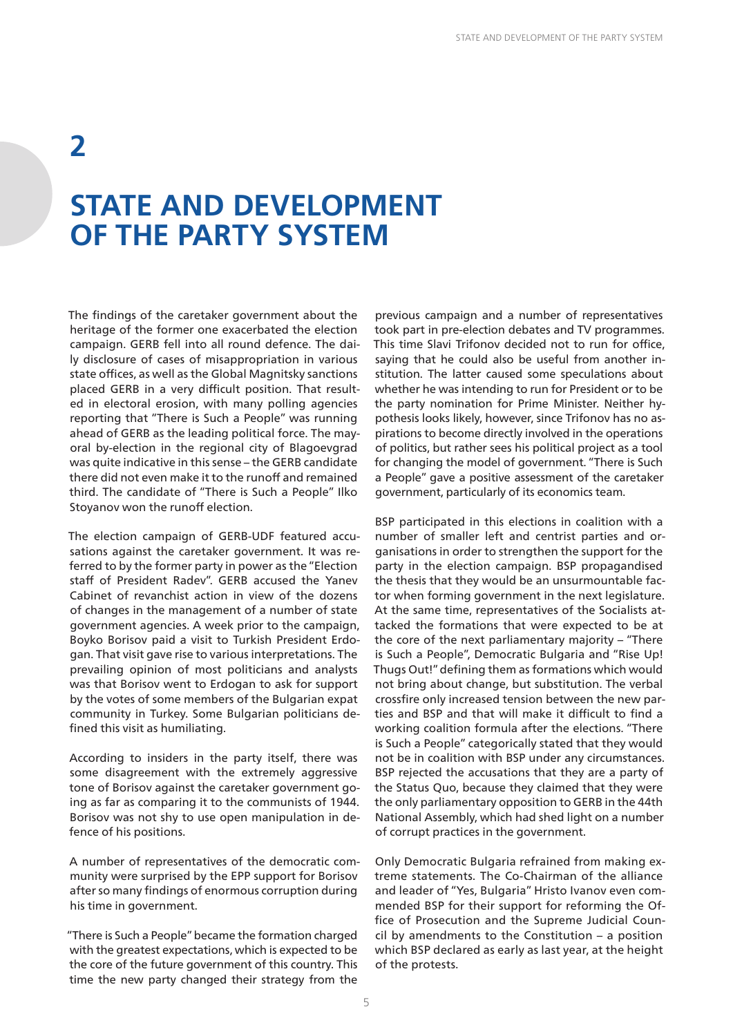# 2

# STATE AND DEVELOPMENT OF THE PARTY SYSTEM

The findings of the caretaker government about the heritage of the former one exacerbated the election campaign. GERB fell into all round defence. The daily disclosure of cases of misappropriation in various state offices, as well as the Global Magnitsky sanctions placed GERB in a very difficult position. That resulted in electoral erosion, with many polling agencies reporting that "There is Such a People" was running ahead of GERB as the leading political force. The mayoral by-election in the regional city of Blagoevgrad was quite indicative in this sense – the GERB candidate there did not even make it to the runoff and remained third. The candidate of "There is Such a People" Ilko Stoyanov won the runoff election.

The election campaign of GERB-UDF featured accusations against the caretaker government. It was referred to by the former party in power as the "Election staff of President Radev". GERB accused the Yanev Cabinet of revanchist action in view of the dozens of changes in the management of a number of state government agencies. A week prior to the campaign, Boyko Borisov paid a visit to Turkish President Erdogan. That visit gave rise to various interpretations. The prevailing opinion of most politicians and analysts was that Borisov went to Erdogan to ask for support by the votes of some members of the Bulgarian expat community in Turkey. Some Bulgarian politicians defined this visit as humiliating.

According to insiders in the party itself, there was some disagreement with the extremely aggressive tone of Borisov against the caretaker government going as far as comparing it to the communists of 1944. Borisov was not shy to use open manipulation in defence of his positions.

A number of representatives of the democratic community were surprised by the EPP support for Borisov after so many findings of enormous corruption during his time in government.

"There is Such a People" became the formation charged with the greatest expectations, which is expected to be the core of the future government of this country. This time the new party changed their strategy from the previous campaign and a number of representatives took part in pre-election debates and TV programmes. This time Slavi Trifonov decided not to run for office, saying that he could also be useful from another institution. The latter caused some speculations about whether he was intending to run for President or to be the party nomination for Prime Minister. Neither hypothesis looks likely, however, since Trifonov has no aspirations to become directly involved in the operations of politics, but rather sees his political project as a tool for changing the model of government. "There is Such a People" gave a positive assessment of the caretaker government, particularly of its economics team.

BSP participated in this elections in coalition with a number of smaller left and centrist parties and organisations in order to strengthen the support for the party in the election campaign. BSP propagandised the thesis that they would be an unsurmountable factor when forming government in the next legislature. At the same time, representatives of the Socialists attacked the formations that were expected to be at the core of the next parliamentary majority – "There is Such a People", Democratic Bulgaria and "Rise Up! Thugs Out!" defining them as formations which would not bring about change, but substitution. The verbal crossfire only increased tension between the new parties and BSP and that will make it difficult to find a working coalition formula after the elections. "There is Such a People" categorically stated that they would not be in coalition with BSP under any circumstances. BSP rejected the accusations that they are a party of the Status Quo, because they claimed that they were the only parliamentary opposition to GERB in the 44th National Assembly, which had shed light on a number of corrupt practices in the government.

Only Democratic Bulgaria refrained from making extreme statements. The Co-Chairman of the alliance and leader of "Yes, Bulgaria" Hristo Ivanov even commended BSP for their support for reforming the Office of Prosecution and the Supreme Judicial Council by amendments to the Constitution – a position which BSP declared as early as last year, at the height of the protests.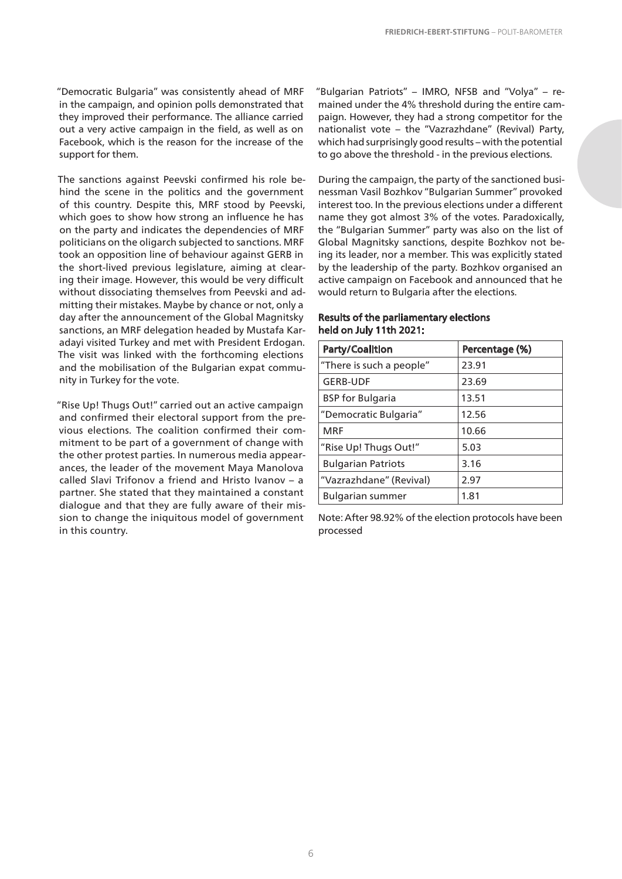"Democratic Bulgaria" was consistently ahead of MRF in the campaign, and opinion polls demonstrated that they improved their performance. The alliance carried out a very active campaign in the field, as well as on Facebook, which is the reason for the increase of the support for them.

The sanctions against Peevski confirmed his role behind the scene in the politics and the government of this country. Despite this, MRF stood by Peevski, which goes to show how strong an influence he has on the party and indicates the dependencies of MRF politicians on the oligarch subjected to sanctions. MRF took an opposition line of behaviour against GERB in the short-lived previous legislature, aiming at clearing their image. However, this would be very difficult without dissociating themselves from Peevski and admitting their mistakes. Maybe by chance or not, only a day after the announcement of the Global Magnitsky sanctions, an MRF delegation headed by Mustafa Karadayi visited Turkey and met with President Erdogan. The visit was linked with the forthcoming elections and the mobilisation of the Bulgarian expat community in Turkey for the vote.

"Rise Up! Thugs Out!" carried out an active campaign and confirmed their electoral support from the previous elections. The coalition confirmed their commitment to be part of a government of change with the other protest parties. In numerous media appearances, the leader of the movement Maya Manolova called Slavi Trifonov a friend and Hristo Ivanov – a partner. She stated that they maintained a constant dialogue and that they are fully aware of their mission to change the iniquitous model of government in this country.

"Bulgarian Patriots" – IMRO, NFSB and "Volya" – remained under the 4% threshold during the entire campaign. However, they had a strong competitor for the nationalist vote – the "Vazrazhdane" (Revival) Party, which had surprisingly good results – with the potential to go above the threshold - in the previous elections.

During the campaign, the party of the sanctioned businessman Vasil Bozhkov "Bulgarian Summer" provoked interest too. In the previous elections under a different name they got almost 3% of the votes. Paradoxically, the "Bulgarian Summer" party was also on the list of Global Magnitsky sanctions, despite Bozhkov not being its leader, nor a member. This was explicitly stated by the leadership of the party. Bozhkov organised an active campaign on Facebook and announced that he would return to Bulgaria after the elections.

**Results of the parliamentary elections held on July 11th 2021:**

| Party/Coalition | Percentage (%) |
|---|---|
| "There is such a people" | 23.91 |
| GERB-UDF | 23.69 |
| BSP for Bulgaria | 13.51 |
| "Democratic Bulgaria" | 12.56 |
| MRF | 10.66 |
| "Rise Up! Thugs Out!" | 5.03 |
| Bulgarian Patriots | 3.16 |
| "Vazrazhdane" (Revival) | 2.97 |
| Bulgarian summer | 1.81 |

Note: After 98.92% of the election protocols have been processed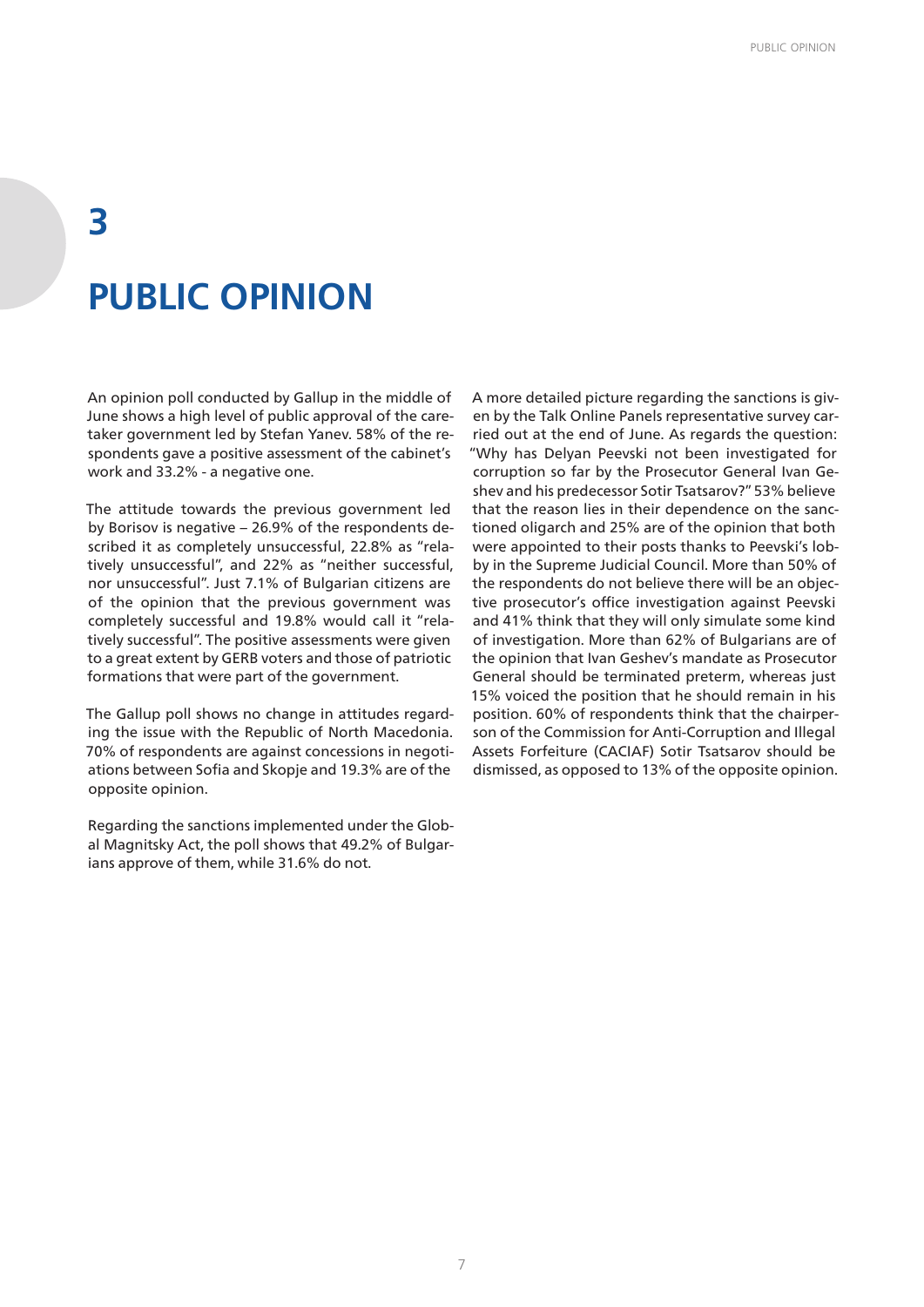# 3

# PUBLIC OPINION

An opinion poll conducted by Gallup in the middle of June shows a high level of public approval of the caretaker government led by Stefan Yanev. 58% of the respondents gave a positive assessment of the cabinet's work and 33.2% - a negative one.

The attitude towards the previous government led by Borisov is negative – 26.9% of the respondents described it as completely unsuccessful, 22.8% as "relatively unsuccessful", and 22% as "neither successful, nor unsuccessful". Just 7.1% of Bulgarian citizens are of the opinion that the previous government was completely successful and 19.8% would call it "relatively successful". The positive assessments were given to a great extent by GERB voters and those of patriotic formations that were part of the government.

The Gallup poll shows no change in attitudes regarding the issue with the Republic of North Macedonia. 70% of respondents are against concessions in negotiations between Sofia and Skopje and 19.3% are of the opposite opinion.

Regarding the sanctions implemented under the Global Magnitsky Act, the poll shows that 49.2% of Bulgarians approve of them, while 31.6% do not.

A more detailed picture regarding the sanctions is given by the Talk Online Panels representative survey carried out at the end of June. As regards the question: "Why has Delyan Peevski not been investigated for corruption so far by the Prosecutor General Ivan Geshev and his predecessor Sotir Tsatsarov?" 53% believe that the reason lies in their dependence on the sanctioned oligarch and 25% are of the opinion that both were appointed to their posts thanks to Peevski's lobby in the Supreme Judicial Council. More than 50% of the respondents do not believe there will be an objective prosecutor's office investigation against Peevski and 41% think that they will only simulate some kind of investigation. More than 62% of Bulgarians are of the opinion that Ivan Geshev's mandate as Prosecutor General should be terminated preterm, whereas just 15% voiced the position that he should remain in his position. 60% of respondents think that the chairperson of the Commission for Anti-Corruption and Illegal Assets Forfeiture (CACIAF) Sotir Tsatsarov should be dismissed, as opposed to 13% of the opposite opinion.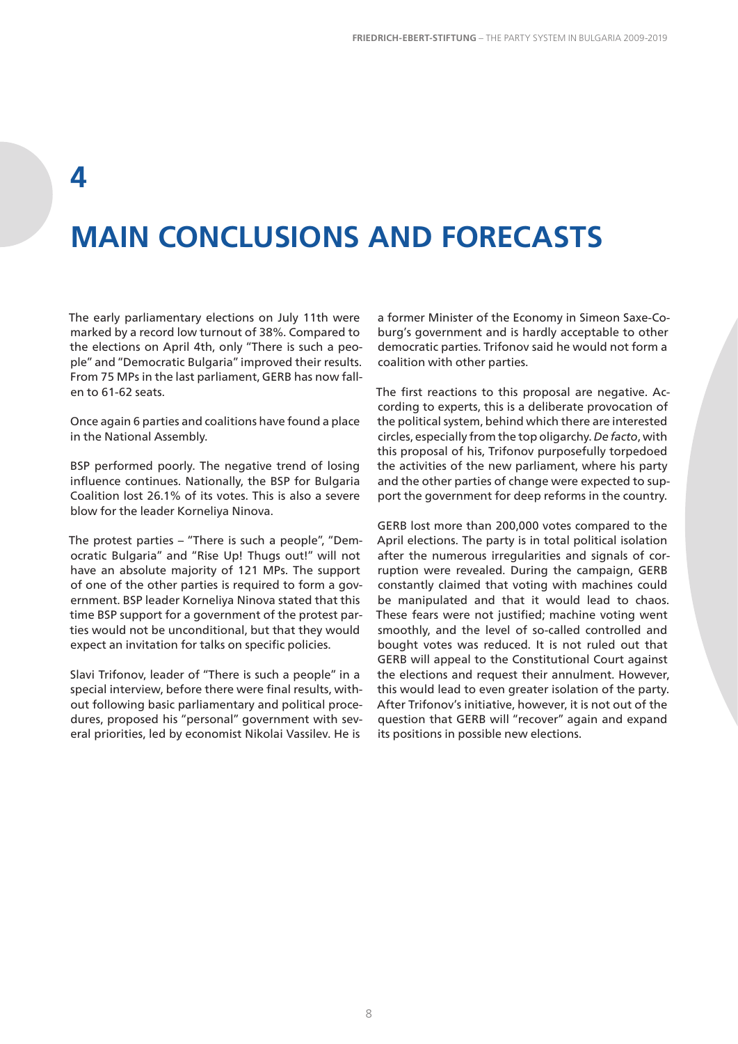# 4

# MAIN CONCLUSIONS AND FORECASTS

The early parliamentary elections on July 11th were marked by a record low turnout of 38%. Compared to the elections on April 4th, only "There is such a people" and "Democratic Bulgaria" improved their results. From 75 MPs in the last parliament, GERB has now fallen to 61-62 seats.

Once again 6 parties and coalitions have found a place in the National Assembly.

BSP performed poorly. The negative trend of losing influence continues. Nationally, the BSP for Bulgaria Coalition lost 26.1% of its votes. This is also a severe blow for the leader Korneliya Ninova.

The protest parties – "There is such a people", "Democratic Bulgaria" and "Rise Up! Thugs out!" will not have an absolute majority of 121 MPs. The support of one of the other parties is required to form a government. BSP leader Korneliya Ninova stated that this time BSP support for a government of the protest parties would not be unconditional, but that they would expect an invitation for talks on specific policies.

Slavi Trifonov, leader of "There is such a people" in a special interview, before there were final results, without following basic parliamentary and political procedures, proposed his "personal" government with several priorities, led by economist Nikolai Vassilev. He is a former Minister of the Economy in Simeon Saxe-Coburg's government and is hardly acceptable to other democratic parties. Trifonov said he would not form a coalition with other parties.

The first reactions to this proposal are negative. According to experts, this is a deliberate provocation of the political system, behind which there are interested circles, especially from the top oligarchy. *De facto*, with this proposal of his, Trifonov purposefully torpedoed the activities of the new parliament, where his party and the other parties of change were expected to support the government for deep reforms in the country.

GERB lost more than 200,000 votes compared to the April elections. The party is in total political isolation after the numerous irregularities and signals of corruption were revealed. During the campaign, GERB constantly claimed that voting with machines could be manipulated and that it would lead to chaos. These fears were not justified; machine voting went smoothly, and the level of so-called controlled and bought votes was reduced. It is not ruled out that GERB will appeal to the Constitutional Court against the elections and request their annulment. However, this would lead to even greater isolation of the party. After Trifonov's initiative, however, it is not out of the question that GERB will "recover" again and expand its positions in possible new elections.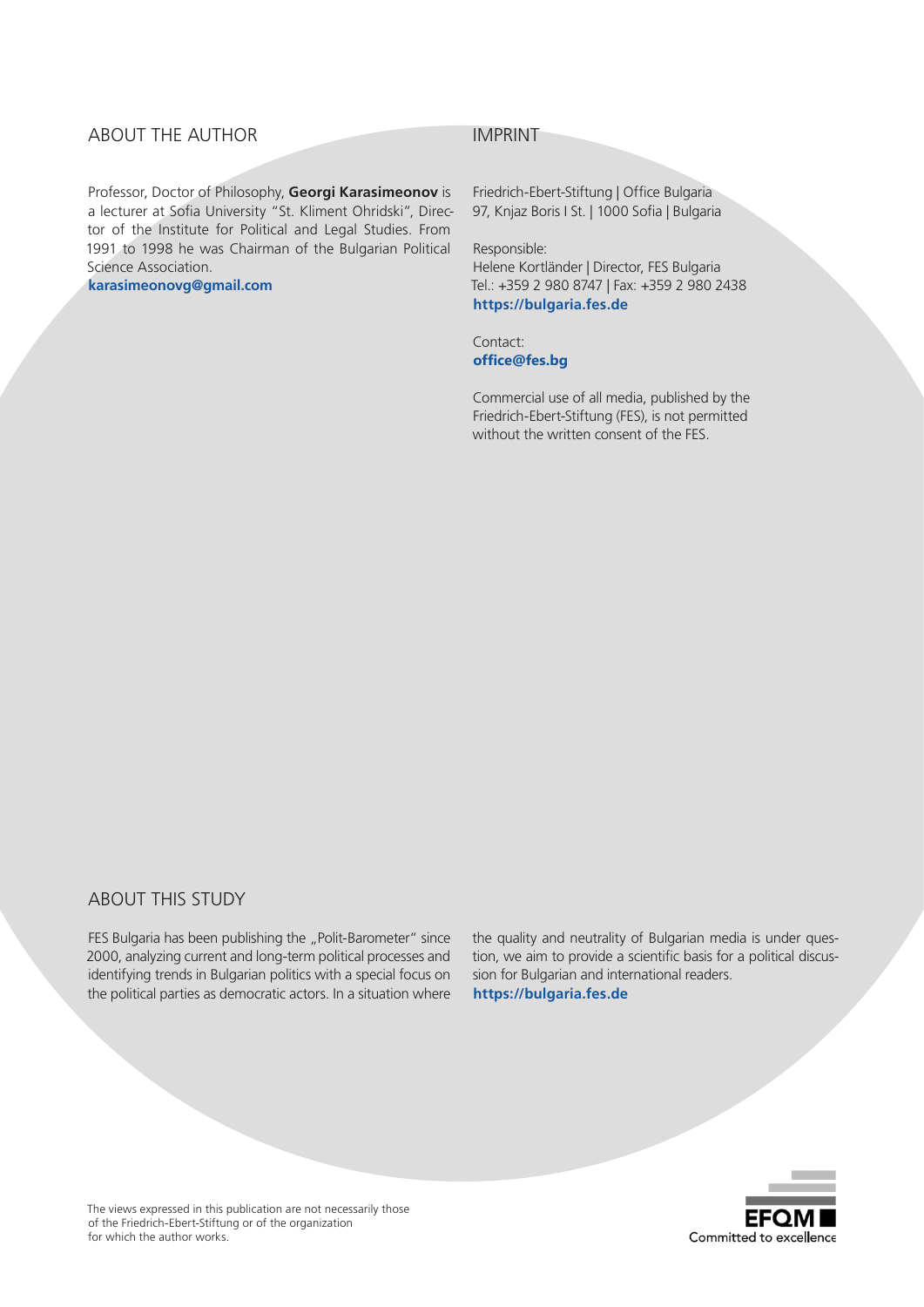## ABOUT THE AUTHOR

Professor, Doctor of Philosophy, **Georgi Karasimeonov** is a lecturer at Sofia University "St. Kliment Ohridski", Director of the Institute for Political and Legal Studies. From 1991 to 1998 he was Chairman of the Bulgarian Political Science Association.
**karasimeonovg@gmail.com**

## IMPRINT

Friedrich-Ebert-Stiftung | Office Bulgaria
97, Knjaz Boris I St. | 1000 Sofia | Bulgaria

Responsible:
Helene Kortländer | Director, FES Bulgaria
Tel.: +359 2 980 8747 | Fax: +359 2 980 2438
**https://bulgaria.fes.de**

Contact:
**office@fes.bg**

Commercial use of all media, published by the Friedrich-Ebert-Stiftung (FES), is not permitted without the written consent of the FES.

## ABOUT THIS STUDY

FES Bulgaria has been publishing the „Polit-Barometer" since 2000, analyzing current and long-term political processes and identifying trends in Bulgarian politics with a special focus on the political parties as democratic actors. In a situation where the quality and neutrality of Bulgarian media is under question, we aim to provide a scientific basis for a political discussion for Bulgarian and international readers.
**https://bulgaria.fes.de**

The views expressed in this publication are not necessarily those of the Friedrich-Ebert-Stiftung or of the organization for which the author works.

EFQM
Committed to excellence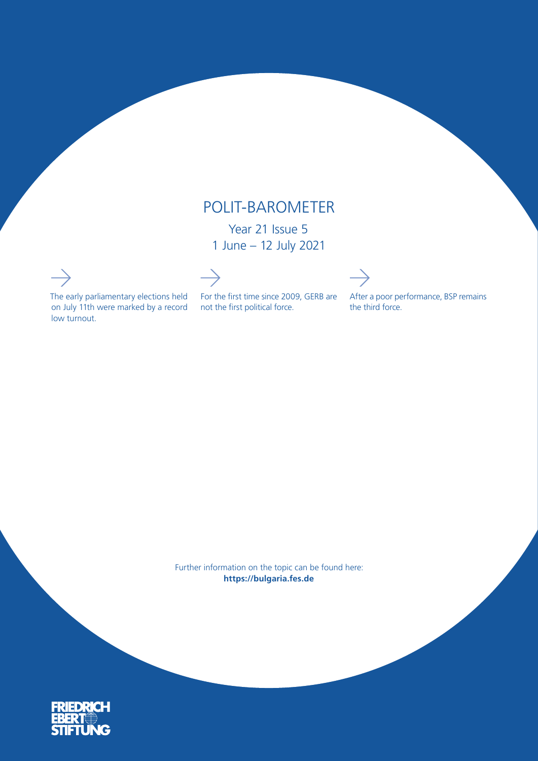# POLIT-BAROMETER

Year 21 Issue 5
1 June – 12 July 2021

→ The early parliamentary elections held on July 11th were marked by a record low turnout.

→ For the first time since 2009, GERB are not the first political force.

→ After a poor performance, BSP remains the third force.

Further information on the topic can be found here:
**https://bulgaria.fes.de**

FRIEDRICH EBERT STIFTUNG